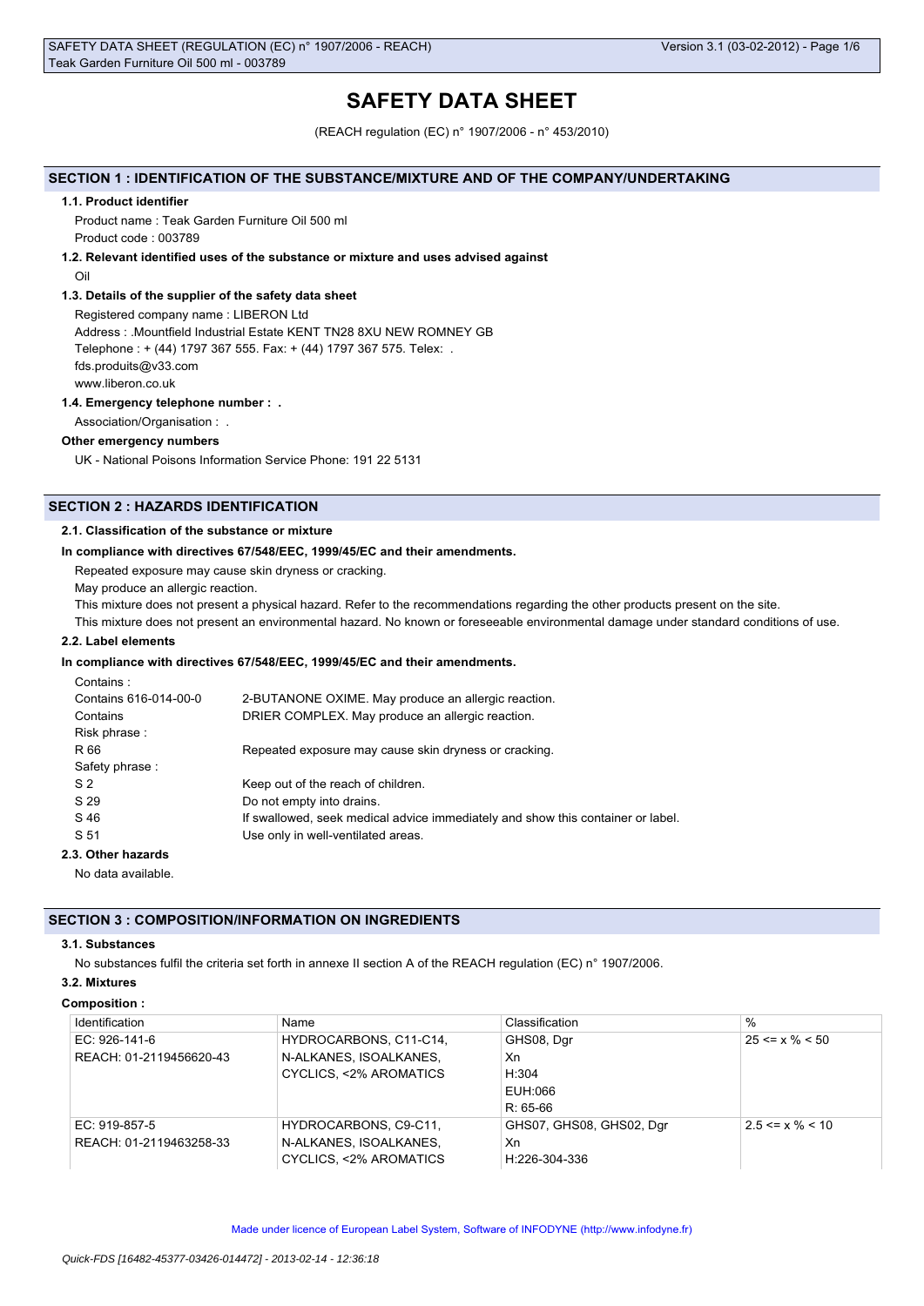# SAFETY DATA SHEET

(REACH regulation (EC) n° 1907/2006 - n° 453/2010)

## SECTION 1 : IDENTIFICATION OF THE SUBSTANCE/MIXTURE AND OF THE COMPANY/UNDERTAKING

### 1.1. Product identifier

Product name : Teak Garden Furniture Oil 500 ml

Product code : 003789

### 1.2. Relevant identified uses of the substance or mixture and uses advised against

Oil

### 1.3. Details of the supplier of the safety data sheet

Registered company name : LIBERON Ltd

Address : .Mountfield Industrial Estate KENT TN28 8XU NEW ROMNEY GB

Telephone : + (44) 1797 367 555. Fax: + (44) 1797 367 575. Telex: .

fds.produits@v33.com

www.liberon.co.uk

### 1.4. Emergency telephone number : .

Association/Organisation : .

**Other emergency numbers**

UK - National Poisons Information Service Phone: 191 22 5131

## SECTION 2 : HAZARDS IDENTIFICATION

### 2.1. Classification of the substance or mixture

**In compliance with directives 67/548/EEC, 1999/45/EC and their amendments.**

Repeated exposure may cause skin dryness or cracking.

May produce an allergic reaction.

This mixture does not present a physical hazard. Refer to the recommendations regarding the other products present on the site.

This mixture does not present an environmental hazard. No known or foreseeable environmental damage under standard conditions of use.

### 2.2. Label elements

**In compliance with directives 67/548/EEC, 1999/45/EC and their amendments.**

Contains :

| | |
|---|---|
| Contains 616-014-00-0 | 2-BUTANONE OXIME. May produce an allergic reaction. |
| Contains | DRIER COMPLEX. May produce an allergic reaction. |

Risk phrase :

| | |
|---|---|
| R 66 | Repeated exposure may cause skin dryness or cracking. |

Safety phrase :

| | |
|---|---|
| S 2 | Keep out of the reach of children. |
| S 29 | Do not empty into drains. |
| S 46 | If swallowed, seek medical advice immediately and show this container or label. |
| S 51 | Use only in well-ventilated areas. |

### 2.3. Other hazards

No data available.

## SECTION 3 : COMPOSITION/INFORMATION ON INGREDIENTS

### 3.1. Substances

No substances fulfil the criteria set forth in annexe II section A of the REACH regulation (EC) n° 1907/2006.

### 3.2. Mixtures

**Composition :**

| Identification | Name | Classification | % |
|---|---|---|---|
| EC: 926-141-6<br>REACH: 01-2119456620-43 | HYDROCARBONS, C11-C14, N-ALKANES, ISOALKANES, CYCLICS, <2% AROMATICS | GHS08, Dgr<br>Xn<br>H:304<br>EUH:066<br>R: 65-66 | 25 <= x % < 50 |
| EC: 919-857-5<br>REACH: 01-2119463258-33 | HYDROCARBONS, C9-C11, N-ALKANES, ISOALKANES, CYCLICS, <2% AROMATICS | GHS07, GHS08, GHS02, Dgr<br>Xn<br>H:226-304-336 | 2.5 <= x % < 10 |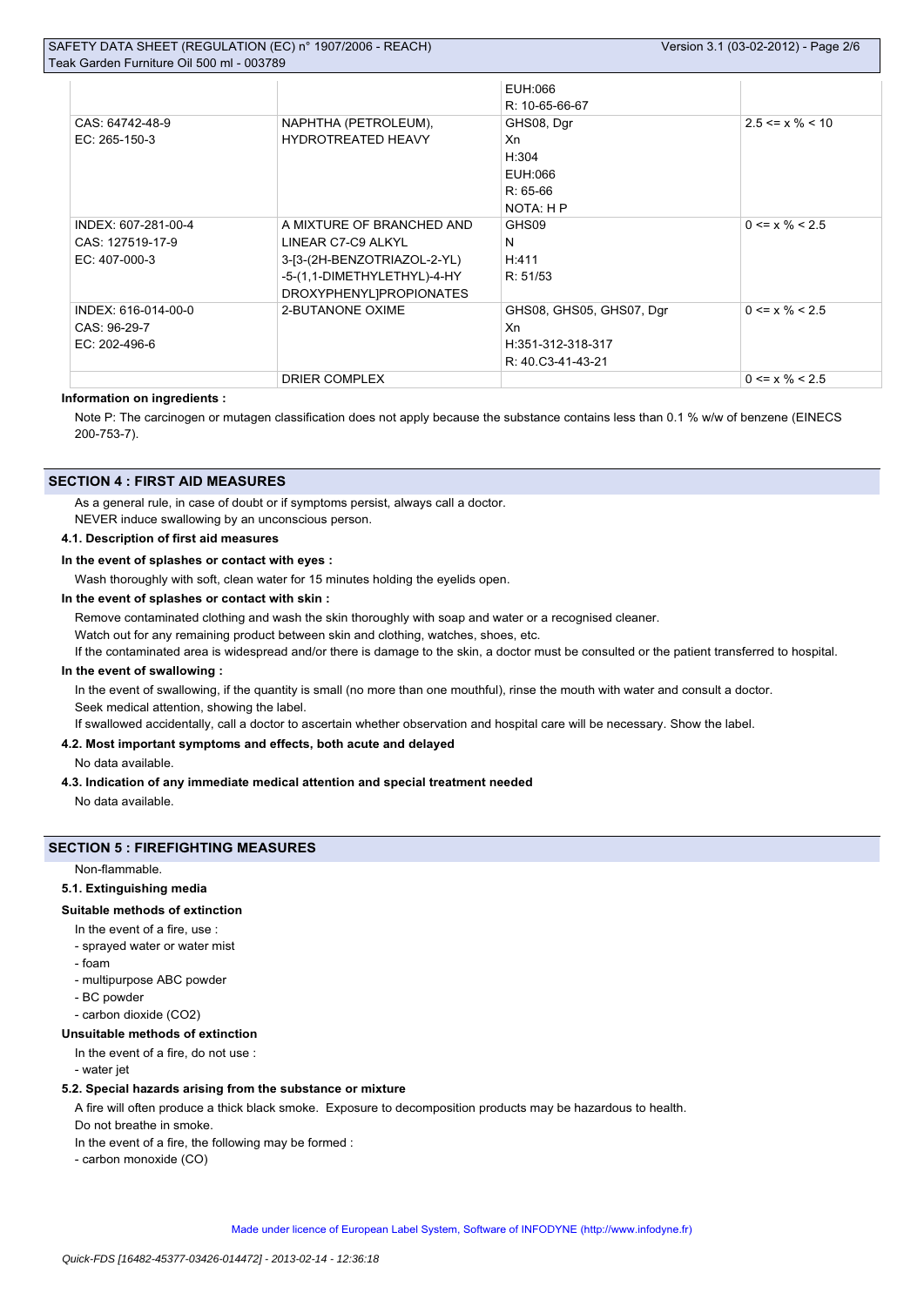| | | | |
|---|---|---|---|
| | | EUH:066<br>R: 10-65-66-67 | |
| CAS: 64742-48-9<br>EC: 265-150-3 | NAPHTHA (PETROLEUM), HYDROTREATED HEAVY | GHS08, Dgr<br>Xn<br>H:304<br>EUH:066<br>R: 65-66<br>NOTA: H P | 2.5 <= x % < 10 |
| INDEX: 607-281-00-4<br>CAS: 127519-17-9<br>EC: 407-000-3 | A MIXTURE OF BRANCHED AND LINEAR C7-C9 ALKYL 3-[3-(2H-BENZOTRIAZOL-2-YL) -5-(1,1-DIMETHYLETHYL)-4-HY DROXYPHENYL]PROPIONATES | GHS09<br>N<br>H:411<br>R: 51/53 | 0 <= x % < 2.5 |
| INDEX: 616-014-00-0<br>CAS: 96-29-7<br>EC: 202-496-6 | 2-BUTANONE OXIME | GHS08, GHS05, GHS07, Dgr<br>Xn<br>H:351-312-318-317<br>R: 40.C3-41-43-21 | 0 <= x % < 2.5 |
| | DRIER COMPLEX | | 0 <= x % < 2.5 |

**Information on ingredients :**

Note P: The carcinogen or mutagen classification does not apply because the substance contains less than 0.1 % w/w of benzene (EINECS 200-753-7).

## SECTION 4 : FIRST AID MEASURES

As a general rule, in case of doubt or if symptoms persist, always call a doctor.

NEVER induce swallowing by an unconscious person.

### 4.1. Description of first aid measures

**In the event of splashes or contact with eyes :**

Wash thoroughly with soft, clean water for 15 minutes holding the eyelids open.

**In the event of splashes or contact with skin :**

Remove contaminated clothing and wash the skin thoroughly with soap and water or a recognised cleaner.

Watch out for any remaining product between skin and clothing, watches, shoes, etc.

If the contaminated area is widespread and/or there is damage to the skin, a doctor must be consulted or the patient transferred to hospital.

**In the event of swallowing :**

In the event of swallowing, if the quantity is small (no more than one mouthful), rinse the mouth with water and consult a doctor.

Seek medical attention, showing the label.

If swallowed accidentally, call a doctor to ascertain whether observation and hospital care will be necessary. Show the label.

### 4.2. Most important symptoms and effects, both acute and delayed

No data available.

### 4.3. Indication of any immediate medical attention and special treatment needed

No data available.

## SECTION 5 : FIREFIGHTING MEASURES

Non-flammable.

### 5.1. Extinguishing media

**Suitable methods of extinction**

In the event of a fire, use :

- sprayed water or water mist
- foam
- multipurpose ABC powder
- BC powder
- carbon dioxide ($CO_2$)

**Unsuitable methods of extinction**

In the event of a fire, do not use :

- water jet

### 5.2. Special hazards arising from the substance or mixture

A fire will often produce a thick black smoke. Exposure to decomposition products may be hazardous to health.

Do not breathe in smoke.

In the event of a fire, the following may be formed :

- carbon monoxide (CO)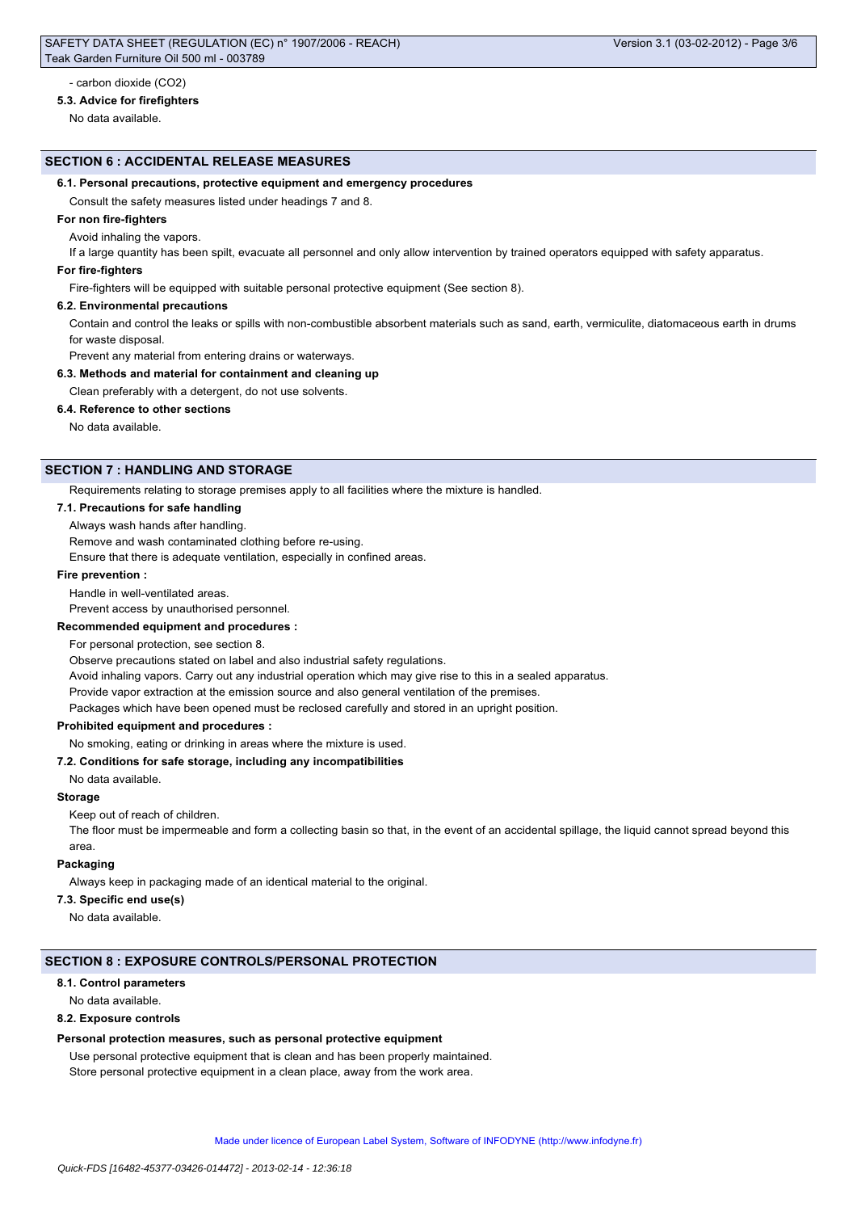- carbon dioxide ($CO_2$)

**5.3. Advice for firefighters**

No data available.

## SECTION 6 : ACCIDENTAL RELEASE MEASURES

**6.1. Personal precautions, protective equipment and emergency procedures**

Consult the safety measures listed under headings 7 and 8.

**For non fire-fighters**

Avoid inhaling the vapors.

If a large quantity has been spilt, evacuate all personnel and only allow intervention by trained operators equipped with safety apparatus.

**For fire-fighters**

Fire-fighters will be equipped with suitable personal protective equipment (See section 8).

**6.2. Environmental precautions**

Contain and control the leaks or spills with non-combustible absorbent materials such as sand, earth, vermiculite, diatomaceous earth in drums for waste disposal.

Prevent any material from entering drains or waterways.

**6.3. Methods and material for containment and cleaning up**

Clean preferably with a detergent, do not use solvents.

**6.4. Reference to other sections**

No data available.

## SECTION 7 : HANDLING AND STORAGE

Requirements relating to storage premises apply to all facilities where the mixture is handled.

**7.1. Precautions for safe handling**

Always wash hands after handling.

Remove and wash contaminated clothing before re-using.

Ensure that there is adequate ventilation, especially in confined areas.

**Fire prevention :**

Handle in well-ventilated areas.

Prevent access by unauthorised personnel.

**Recommended equipment and procedures :**

For personal protection, see section 8.

Observe precautions stated on label and also industrial safety regulations.

Avoid inhaling vapors. Carry out any industrial operation which may give rise to this in a sealed apparatus.

Provide vapor extraction at the emission source and also general ventilation of the premises.

Packages which have been opened must be reclosed carefully and stored in an upright position.

**Prohibited equipment and procedures :**

No smoking, eating or drinking in areas where the mixture is used.

**7.2. Conditions for safe storage, including any incompatibilities**

No data available.

**Storage**

Keep out of reach of children.

The floor must be impermeable and form a collecting basin so that, in the event of an accidental spillage, the liquid cannot spread beyond this area.

**Packaging**

Always keep in packaging made of an identical material to the original.

**7.3. Specific end use(s)**

No data available.

## SECTION 8 : EXPOSURE CONTROLS/PERSONAL PROTECTION

**8.1. Control parameters**

No data available.

**8.2. Exposure controls**

**Personal protection measures, such as personal protective equipment**

Use personal protective equipment that is clean and has been properly maintained.

Store personal protective equipment in a clean place, away from the work area.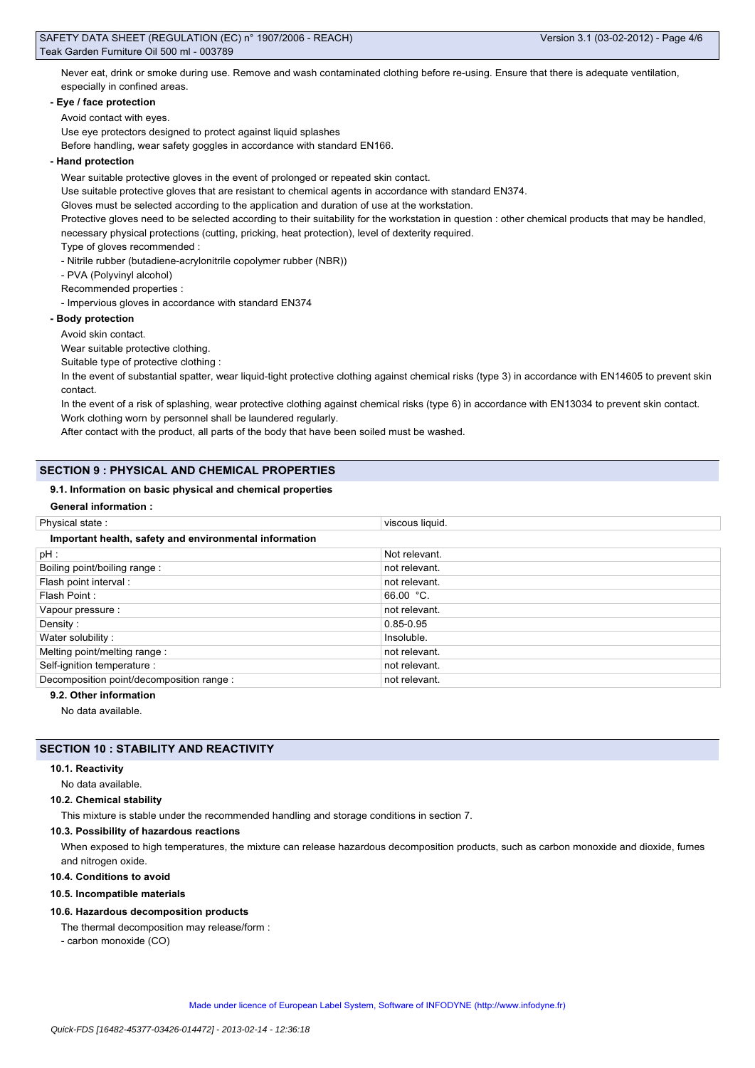Never eat, drink or smoke during use. Remove and wash contaminated clothing before re-using. Ensure that there is adequate ventilation, especially in confined areas.

**- Eye / face protection**

Avoid contact with eyes.

Use eye protectors designed to protect against liquid splashes

Before handling, wear safety goggles in accordance with standard EN166.

**- Hand protection**

Wear suitable protective gloves in the event of prolonged or repeated skin contact.

Use suitable protective gloves that are resistant to chemical agents in accordance with standard EN374.

Gloves must be selected according to the application and duration of use at the workstation.

Protective gloves need to be selected according to their suitability for the workstation in question : other chemical products that may be handled, necessary physical protections (cutting, pricking, heat protection), level of dexterity required.

Type of gloves recommended :

- Nitrile rubber (butadiene-acrylonitrile copolymer rubber (NBR))
- PVA (Polyvinyl alcohol)

Recommended properties :

- Impervious gloves in accordance with standard EN374

**- Body protection**

Avoid skin contact.

Wear suitable protective clothing.

Suitable type of protective clothing :

In the event of substantial spatter, wear liquid-tight protective clothing against chemical risks (type 3) in accordance with EN14605 to prevent skin contact.

In the event of a risk of splashing, wear protective clothing against chemical risks (type 6) in accordance with EN13034 to prevent skin contact.

Work clothing worn by personnel shall be laundered regularly.

After contact with the product, all parts of the body that have been soiled must be washed.

## SECTION 9 : PHYSICAL AND CHEMICAL PROPERTIES

### 9.1. Information on basic physical and chemical properties

**General information :**

| Physical state : | viscous liquid. |
|---|---|
| **Important health, safety and environmental information** | |
| pH : | Not relevant. |
| Boiling point/boiling range : | not relevant. |
| Flash point interval : | not relevant. |
| Flash Point : | 66.00 °C. |
| Vapour pressure : | not relevant. |
| Density : | 0.85-0.95 |
| Water solubility : | Insoluble. |
| Melting point/melting range : | not relevant. |
| Self-ignition temperature : | not relevant. |
| Decomposition point/decomposition range : | not relevant. |

### 9.2. Other information

No data available.

## SECTION 10 : STABILITY AND REACTIVITY

### 10.1. Reactivity

No data available.

### 10.2. Chemical stability

This mixture is stable under the recommended handling and storage conditions in section 7.

### 10.3. Possibility of hazardous reactions

When exposed to high temperatures, the mixture can release hazardous decomposition products, such as carbon monoxide and dioxide, fumes and nitrogen oxide.

### 10.4. Conditions to avoid

### 10.5. Incompatible materials

### 10.6. Hazardous decomposition products

The thermal decomposition may release/form :

- carbon monoxide (CO)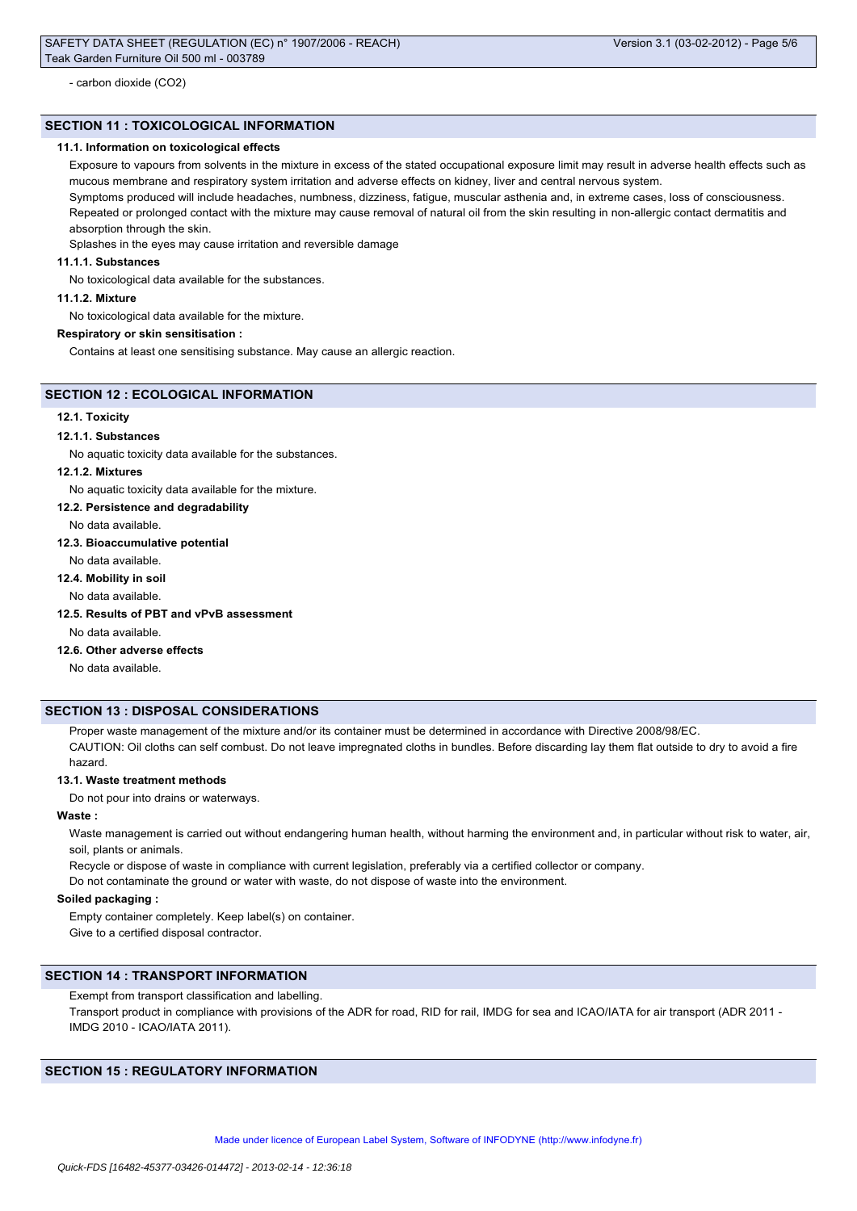- carbon dioxide ($CO_2$)

## SECTION 11 : TOXICOLOGICAL INFORMATION

### 11.1. Information on toxicological effects

Exposure to vapours from solvents in the mixture in excess of the stated occupational exposure limit may result in adverse health effects such as mucous membrane and respiratory system irritation and adverse effects on kidney, liver and central nervous system.

Symptoms produced will include headaches, numbness, dizziness, fatigue, muscular asthenia and, in extreme cases, loss of consciousness.

Repeated or prolonged contact with the mixture may cause removal of natural oil from the skin resulting in non-allergic contact dermatitis and absorption through the skin.

Splashes in the eyes may cause irritation and reversible damage

#### 11.1.1. Substances

No toxicological data available for the substances.

#### 11.1.2. Mixture

No toxicological data available for the mixture.

**Respiratory or skin sensitisation :**

Contains at least one sensitising substance. May cause an allergic reaction.

## SECTION 12 : ECOLOGICAL INFORMATION

### 12.1. Toxicity

#### 12.1.1. Substances

No aquatic toxicity data available for the substances.

#### 12.1.2. Mixtures

No aquatic toxicity data available for the mixture.

### 12.2. Persistence and degradability

No data available.

### 12.3. Bioaccumulative potential

No data available.

### 12.4. Mobility in soil

No data available.

### 12.5. Results of PBT and vPvB assessment

No data available.

### 12.6. Other adverse effects

No data available.

## SECTION 13 : DISPOSAL CONSIDERATIONS

Proper waste management of the mixture and/or its container must be determined in accordance with Directive 2008/98/EC.

CAUTION: Oil cloths can self combust. Do not leave impregnated cloths in bundles. Before discarding lay them flat outside to dry to avoid a fire hazard.

### 13.1. Waste treatment methods

Do not pour into drains or waterways.

**Waste :**

Waste management is carried out without endangering human health, without harming the environment and, in particular without risk to water, air, soil, plants or animals.

Recycle or dispose of waste in compliance with current legislation, preferably via a certified collector or company.

Do not contaminate the ground or water with waste, do not dispose of waste into the environment.

**Soiled packaging :**

Empty container completely. Keep label(s) on container.

Give to a certified disposal contractor.

## SECTION 14 : TRANSPORT INFORMATION

Exempt from transport classification and labelling.

Transport product in compliance with provisions of the ADR for road, RID for rail, IMDG for sea and ICAO/IATA for air transport (ADR 2011 - IMDG 2010 - ICAO/IATA 2011).

## SECTION 15 : REGULATORY INFORMATION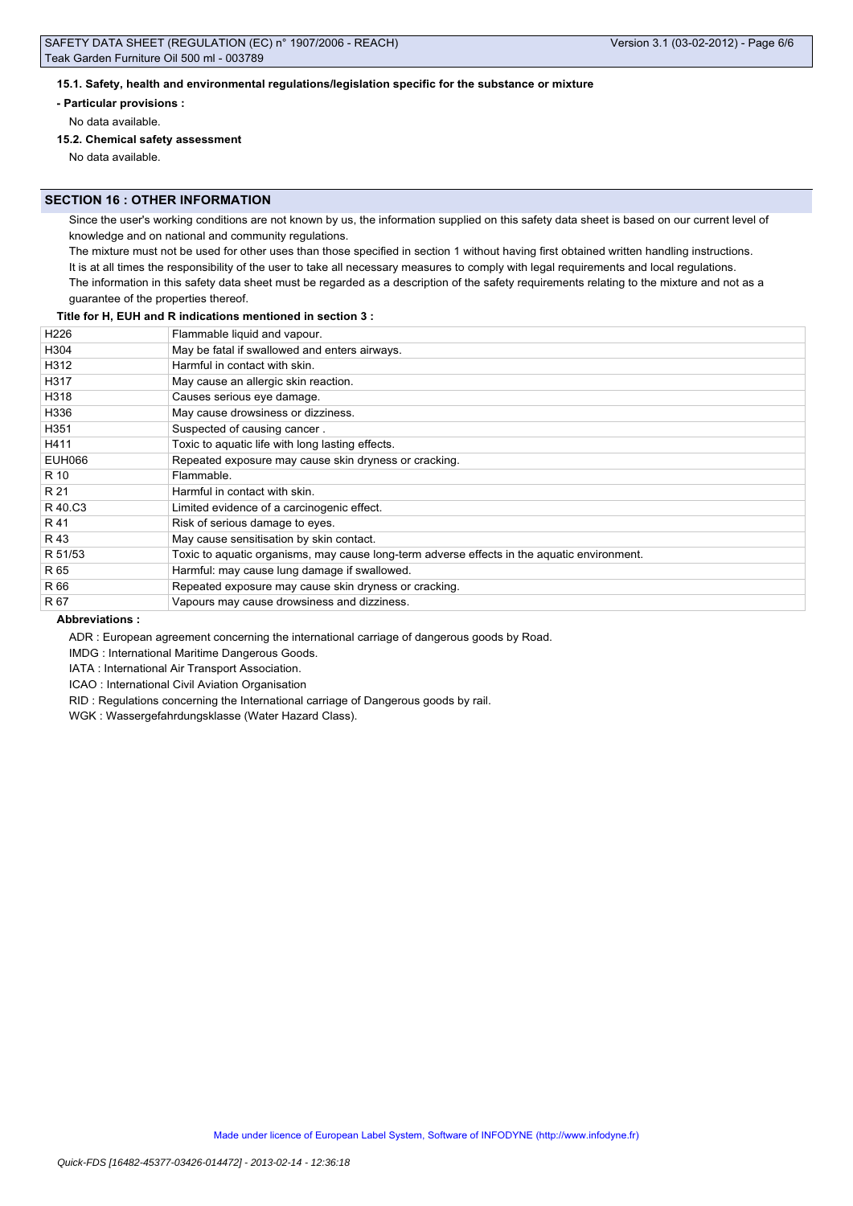**15.1. Safety, health and environmental regulations/legislation specific for the substance or mixture**

**- Particular provisions :**

No data available.

**15.2. Chemical safety assessment**

No data available.

## SECTION 16 : OTHER INFORMATION

Since the user's working conditions are not known by us, the information supplied on this safety data sheet is based on our current level of knowledge and on national and community regulations.

The mixture must not be used for other uses than those specified in section 1 without having first obtained written handling instructions.

It is at all times the responsibility of the user to take all necessary measures to comply with legal requirements and local regulations.

The information in this safety data sheet must be regarded as a description of the safety requirements relating to the mixture and not as a guarantee of the properties thereof.

**Title for H, EUH and R indications mentioned in section 3 :**

| | |
|---|---|
| H226 | Flammable liquid and vapour. |
| H304 | May be fatal if swallowed and enters airways. |
| H312 | Harmful in contact with skin. |
| H317 | May cause an allergic skin reaction. |
| H318 | Causes serious eye damage. |
| H336 | May cause drowsiness or dizziness. |
| H351 | Suspected of causing cancer . |
| H411 | Toxic to aquatic life with long lasting effects. |
| EUH066 | Repeated exposure may cause skin dryness or cracking. |
| R 10 | Flammable. |
| R 21 | Harmful in contact with skin. |
| R 40.C3 | Limited evidence of a carcinogenic effect. |
| R 41 | Risk of serious damage to eyes. |
| R 43 | May cause sensitisation by skin contact. |
| R 51/53 | Toxic to aquatic organisms, may cause long-term adverse effects in the aquatic environment. |
| R 65 | Harmful: may cause lung damage if swallowed. |
| R 66 | Repeated exposure may cause skin dryness or cracking. |
| R 67 | Vapours may cause drowsiness and dizziness. |

**Abbreviations :**

ADR : European agreement concerning the international carriage of dangerous goods by Road.

IMDG : International Maritime Dangerous Goods.

IATA : International Air Transport Association.

ICAO : International Civil Aviation Organisation

RID : Regulations concerning the International carriage of Dangerous goods by rail.

WGK : Wassergefahrdungsklasse (Water Hazard Class).